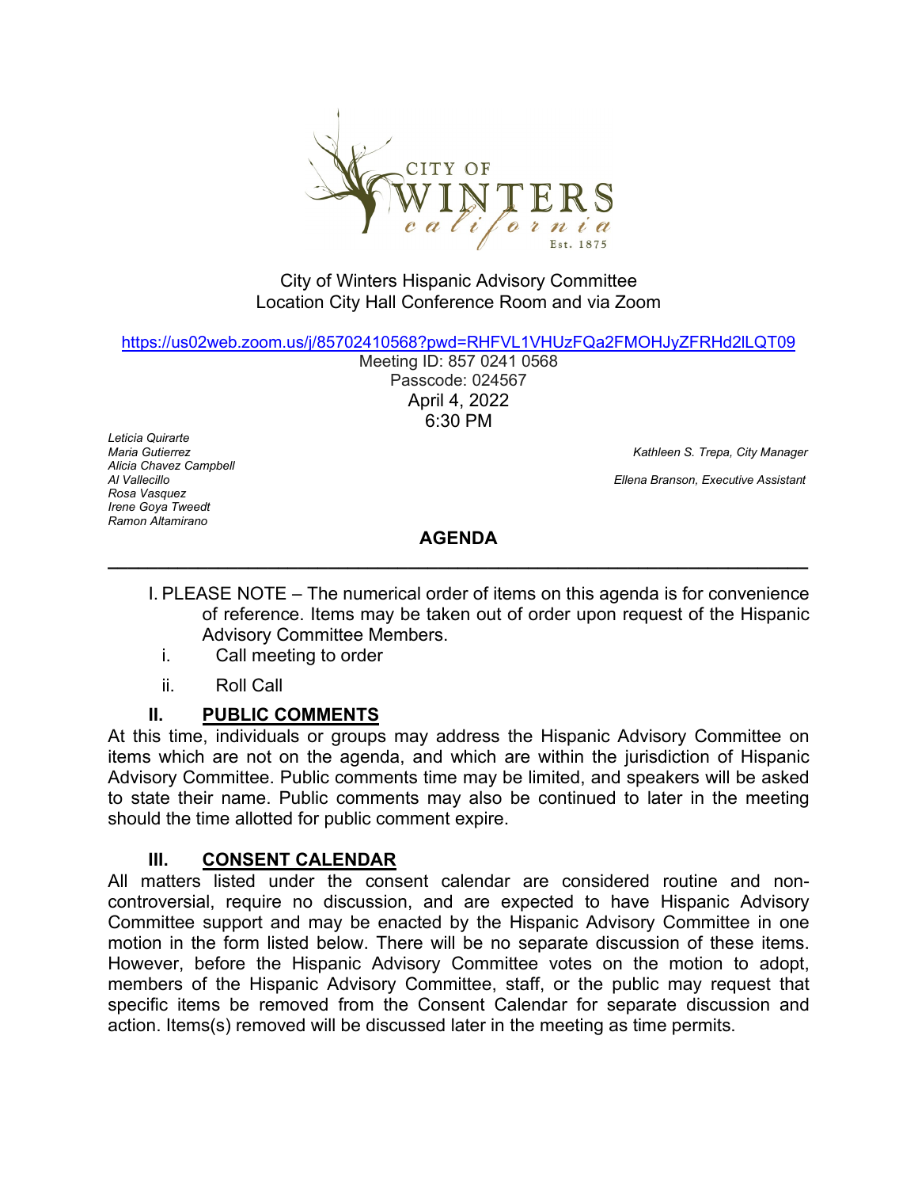City of Winters Hispanic Advisory Committee
Location City Hall Conference Room and via Zoom

https://us02web.zoom.us/j/85702410568?pwd=RHFVL1VHUzFQa2FMOHJyZFRHd2lLQT09

Meeting ID: 857 0241 0568
Passcode: 024567
April 4, 2022
6:30 PM

*Leticia Quirarte*
*Maria Gutierrez*
*Alicia Chavez Campbell*
*Al Vallecillo*
*Rosa Vasquez*
*Irene Goya Tweedt*
*Ramon Altamirano*

*Kathleen S. Trepa, City Manager*

*Ellena Branson, Executive Assistant*

## AGENDA

---

I. PLEASE NOTE – The numerical order of items on this agenda is for convenience of reference. Items may be taken out of order upon request of the Hispanic Advisory Committee Members.

i. Call meeting to order

ii. Roll Call

### II. PUBLIC COMMENTS

At this time, individuals or groups may address the Hispanic Advisory Committee on items which are not on the agenda, and which are within the jurisdiction of Hispanic Advisory Committee. Public comments time may be limited, and speakers will be asked to state their name. Public comments may also be continued to later in the meeting should the time allotted for public comment expire.

### III. CONSENT CALENDAR

All matters listed under the consent calendar are considered routine and non-controversial, require no discussion, and are expected to have Hispanic Advisory Committee support and may be enacted by the Hispanic Advisory Committee in one motion in the form listed below. There will be no separate discussion of these items. However, before the Hispanic Advisory Committee votes on the motion to adopt, members of the Hispanic Advisory Committee, staff, or the public may request that specific items be removed from the Consent Calendar for separate discussion and action. Items(s) removed will be discussed later in the meeting as time permits.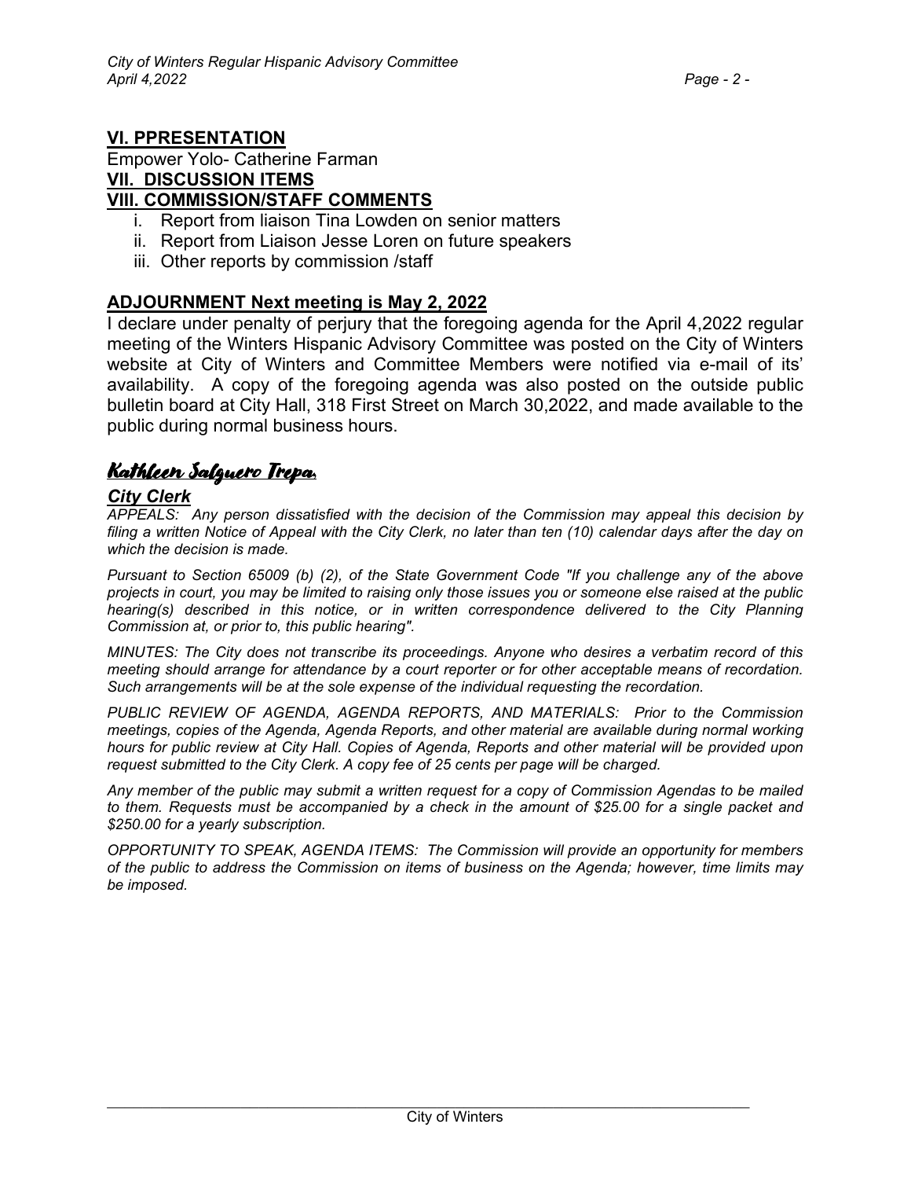**VI. PPRESENTATION**

Empower Yolo- Catherine Farman

**VII. DISCUSSION ITEMS**

**VIII. COMMISSION/STAFF COMMENTS**

i. Report from liaison Tina Lowden on senior matters
ii. Report from Liaison Jesse Loren on future speakers
iii. Other reports by commission /staff

**ADJOURNMENT Next meeting is May 2, 2022**

I declare under penalty of perjury that the foregoing agenda for the April 4,2022 regular meeting of the Winters Hispanic Advisory Committee was posted on the City of Winters website at City of Winters and Committee Members were notified via e-mail of its' availability. A copy of the foregoing agenda was also posted on the outside public bulletin board at City Hall, 318 First Street on March 30,2022, and made available to the public during normal business hours.

Kathleen Salguero Trepa,

***City Clerk***

*APPEALS: Any person dissatisfied with the decision of the Commission may appeal this decision by filing a written Notice of Appeal with the City Clerk, no later than ten (10) calendar days after the day on which the decision is made.*

*Pursuant to Section 65009 (b) (2), of the State Government Code "If you challenge any of the above projects in court, you may be limited to raising only those issues you or someone else raised at the public hearing(s) described in this notice, or in written correspondence delivered to the City Planning Commission at, or prior to, this public hearing".*

*MINUTES: The City does not transcribe its proceedings. Anyone who desires a verbatim record of this meeting should arrange for attendance by a court reporter or for other acceptable means of recordation. Such arrangements will be at the sole expense of the individual requesting the recordation.*

*PUBLIC REVIEW OF AGENDA, AGENDA REPORTS, AND MATERIALS: Prior to the Commission meetings, copies of the Agenda, Agenda Reports, and other material are available during normal working hours for public review at City Hall. Copies of Agenda, Reports and other material will be provided upon request submitted to the City Clerk. A copy fee of 25 cents per page will be charged.*

*Any member of the public may submit a written request for a copy of Commission Agendas to be mailed to them. Requests must be accompanied by a check in the amount of $25.00 for a single packet and $250.00 for a yearly subscription.*

*OPPORTUNITY TO SPEAK, AGENDA ITEMS: The Commission will provide an opportunity for members of the public to address the Commission on items of business on the Agenda; however, time limits may be imposed.*